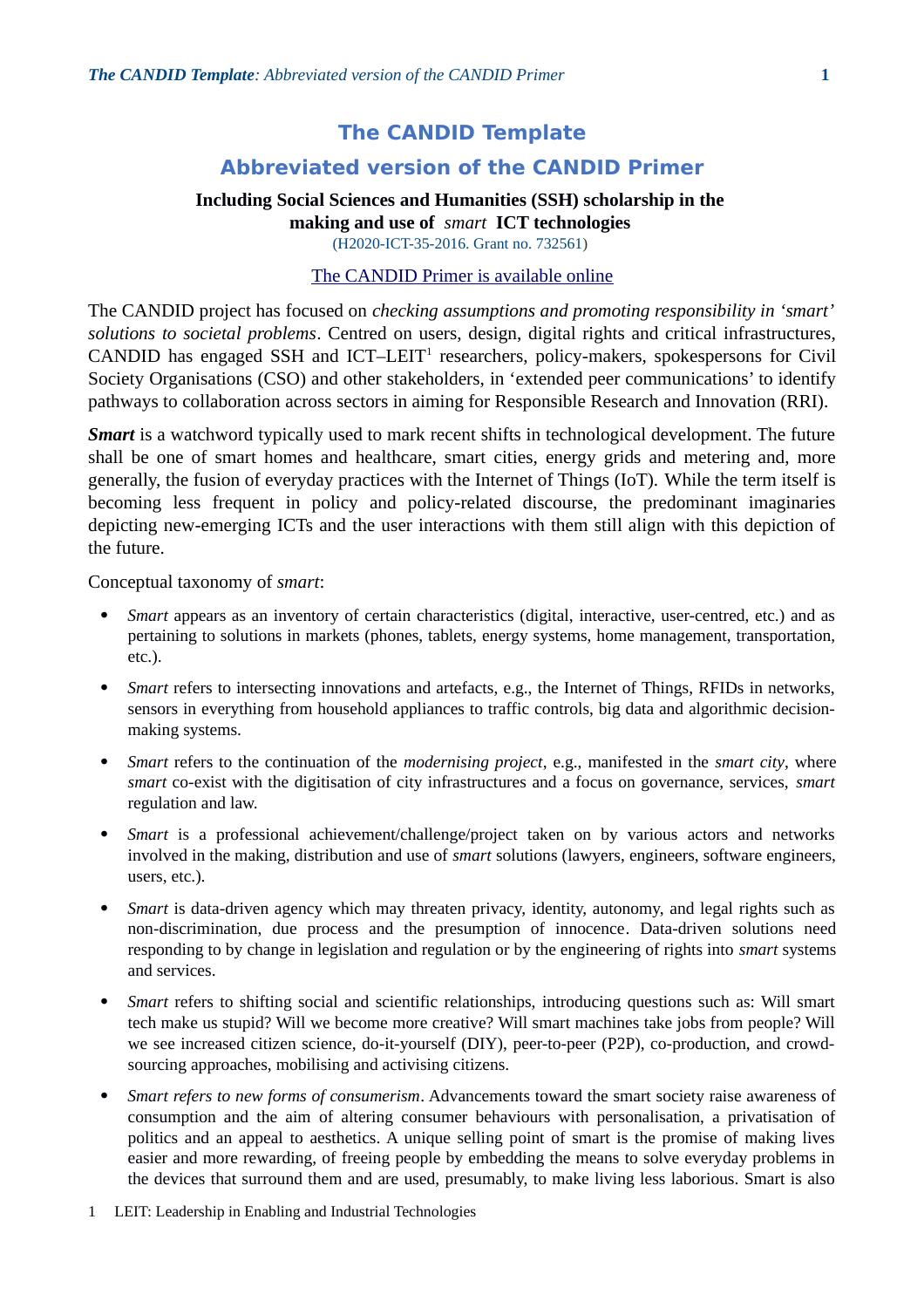# The CANDID Template

## Abbreviated version of the CANDID Primer

**Including Social Sciences and Humanities (SSH) scholarship in the making and use of *smart* ICT technologies**

(H2020-ICT-35-2016. Grant no. 732561)

[The CANDID Primer is available online]

The CANDID project has focused on *checking assumptions and promoting responsibility in 'smart' solutions to societal problems*. Centred on users, design, digital rights and critical infrastructures, CANDID has engaged SSH and ICT–LEIT[1] researchers, policy-makers, spokespersons for Civil Society Organisations (CSO) and other stakeholders, in 'extended peer communications' to identify pathways to collaboration across sectors in aiming for Responsible Research and Innovation (RRI).

***Smart*** is a watchword typically used to mark recent shifts in technological development. The future shall be one of smart homes and healthcare, smart cities, energy grids and metering and, more generally, the fusion of everyday practices with the Internet of Things (IoT). While the term itself is becoming less frequent in policy and policy-related discourse, the predominant imaginaries depicting new-emerging ICTs and the user interactions with them still align with this depiction of the future.

Conceptual taxonomy of *smart*:

- *Smart* appears as an inventory of certain characteristics (digital, interactive, user-centred, etc.) and as pertaining to solutions in markets (phones, tablets, energy systems, home management, transportation, etc.).
- *Smart* refers to intersecting innovations and artefacts, e.g., the Internet of Things, RFIDs in networks, sensors in everything from household appliances to traffic controls, big data and algorithmic decision-making systems.
- *Smart* refers to the continuation of the *modernising project*, e.g., manifested in the *smart city*, where *smart* co-exist with the digitisation of city infrastructures and a focus on governance, services, *smart* regulation and law.
- *Smart* is a professional achievement/challenge/project taken on by various actors and networks involved in the making, distribution and use of *smart* solutions (lawyers, engineers, software engineers, users, etc.).
- *Smart* is data-driven agency which may threaten privacy, identity, autonomy, and legal rights such as non-discrimination, due process and the presumption of innocence. Data-driven solutions need responding to by change in legislation and regulation or by the engineering of rights into *smart* systems and services.
- *Smart* refers to shifting social and scientific relationships, introducing questions such as: Will smart tech make us stupid? Will we become more creative? Will smart machines take jobs from people? Will we see increased citizen science, do-it-yourself (DIY), peer-to-peer (P2P), co-production, and crowd-sourcing approaches, mobilising and activising citizens.
- *Smart refers to new forms of consumerism*. Advancements toward the smart society raise awareness of consumption and the aim of altering consumer behaviours with personalisation, a privatisation of politics and an appeal to aesthetics. A unique selling point of smart is the promise of making lives easier and more rewarding, of freeing people by embedding the means to solve everyday problems in the devices that surround them and are used, presumably, to make living less laborious. Smart is also

[1] LEIT: Leadership in Enabling and Industrial Technologies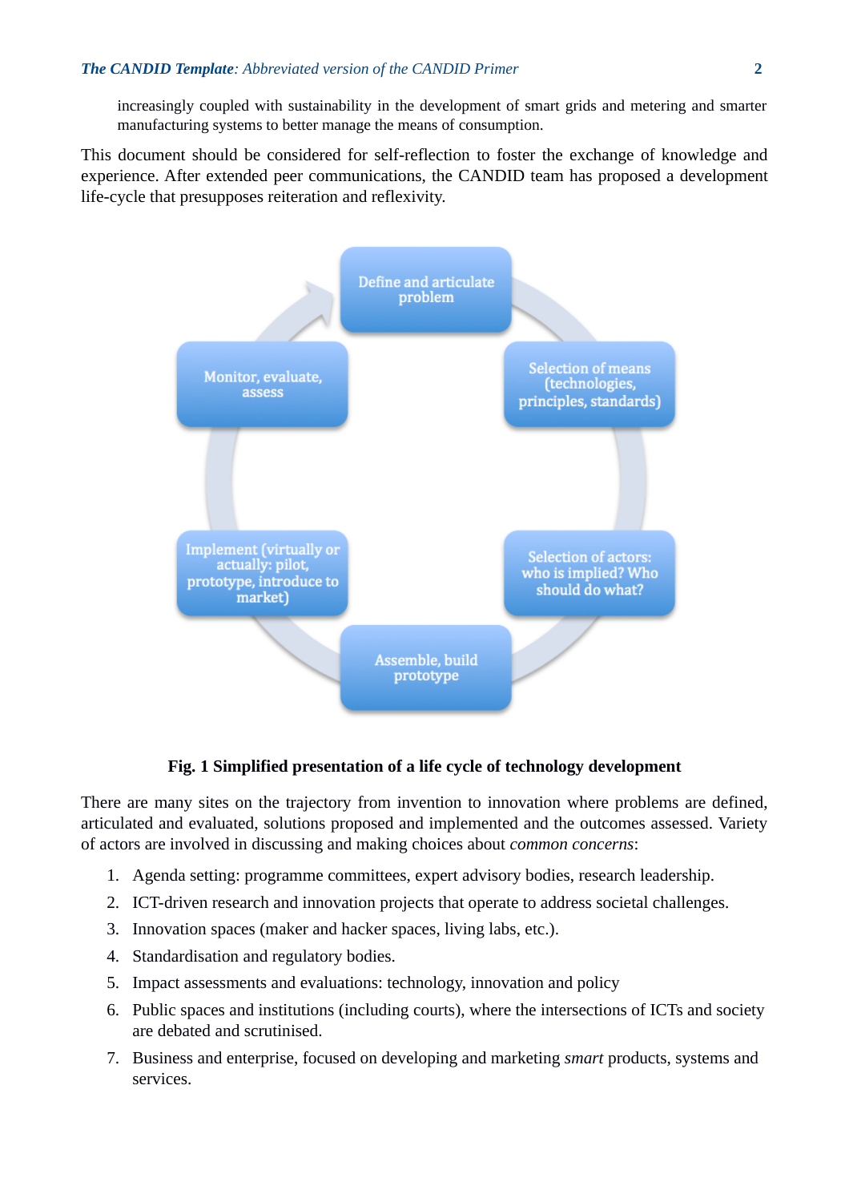> increasingly coupled with sustainability in the development of smart grids and metering and smarter manufacturing systems to better manage the means of consumption.

This document should be considered for self-reflection to foster the exchange of knowledge and experience. After extended peer communications, the CANDID team has proposed a development life-cycle that presupposes reiteration and reflexivity.

Define and articulate problem

Selection of means (technologies, principles, standards)

Selection of actors: who is implied? Who should do what?

Assemble, build prototype

Implement (virtually or actually: pilot, prototype, introduce to market)

Monitor, evaluate, assess

**Fig. 1 Simplified presentation of a life cycle of technology development**

There are many sites on the trajectory from invention to innovation where problems are defined, articulated and evaluated, solutions proposed and implemented and the outcomes assessed. Variety of actors are involved in discussing and making choices about *common concerns*:

1. Agenda setting: programme committees, expert advisory bodies, research leadership.
2. ICT-driven research and innovation projects that operate to address societal challenges.
3. Innovation spaces (maker and hacker spaces, living labs, etc.).
4. Standardisation and regulatory bodies.
5. Impact assessments and evaluations: technology, innovation and policy
6. Public spaces and institutions (including courts), where the intersections of ICTs and society are debated and scrutinised.
7. Business and enterprise, focused on developing and marketing *smart* products, systems and services.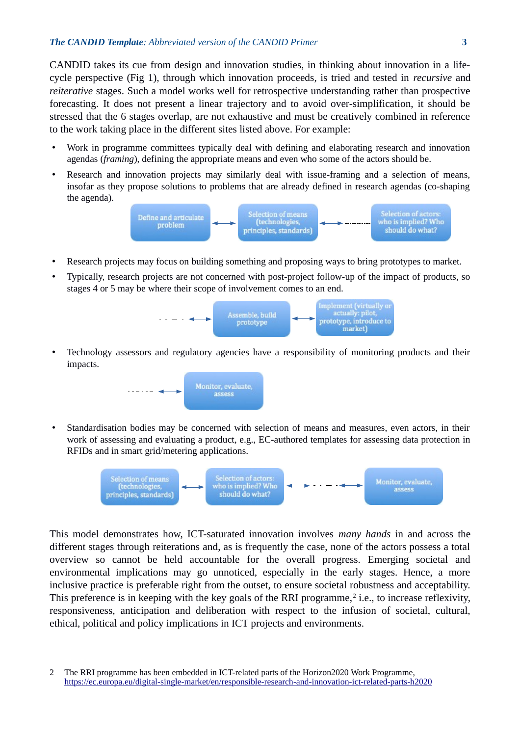CANDID takes its cue from design and innovation studies, in thinking about innovation in a life-cycle perspective (Fig 1), through which innovation proceeds, is tried and tested in *recursive* and *reiterative* stages. Such a model works well for retrospective understanding rather than prospective forecasting. It does not present a linear trajectory and to avoid over-simplification, it should be stressed that the 6 stages overlap, are not exhaustive and must be creatively combined in reference to the work taking place in the different sites listed above. For example:

- Work in programme committees typically deal with defining and elaborating research and innovation agendas (*framing*), defining the appropriate means and even who some of the actors should be.
- Research and innovation projects may similarly deal with issue-framing and a selection of means, insofar as they propose solutions to problems that are already defined in research agendas (co-shaping the agenda).

Define and articulate problem ⟷ Selection of means (technologies, principles, standards) ⟷ ---------- Selection of actors: who is implied? Who should do what?

- Research projects may focus on building something and proposing ways to bring prototypes to market.
- Typically, research projects are not concerned with post-project follow-up of the impact of products, so stages 4 or 5 may be where their scope of involvement comes to an end.

- - - ⟷ Assemble, build prototype ⟷ Implement (virtually or actually: pilot, prototype, introduce to market)

- Technology assessors and regulatory agencies have a responsibility of monitoring products and their impacts.

------ ⟷ Monitor, evaluate, assess

- Standardisation bodies may be concerned with selection of means and measures, even actors, in their work of assessing and evaluating a product, e.g., EC-authored templates for assessing data protection in RFIDs and in smart grid/metering applications.

Selection of means (technologies, principles, standards) ⟷ Selection of actors: who is implied? Who should do what? ⟷ - - - ⟷ Monitor, evaluate, assess

This model demonstrates how, ICT-saturated innovation involves *many hands* in and across the different stages through reiterations and, as is frequently the case, none of the actors possess a total overview so cannot be held accountable for the overall progress. Emerging societal and environmental implications may go unnoticed, especially in the early stages. Hence, a more inclusive practice is preferable right from the outset, to ensure societal robustness and acceptability. This preference is in keeping with the key goals of the RRI programme,[2] i.e., to increase reflexivity, responsiveness, anticipation and deliberation with respect to the infusion of societal, cultural, ethical, political and policy implications in ICT projects and environments.

2 The RRI programme has been embedded in ICT-related parts of the Horizon2020 Work Programme, https://ec.europa.eu/digital-single-market/en/responsible-research-and-innovation-ict-related-parts-h2020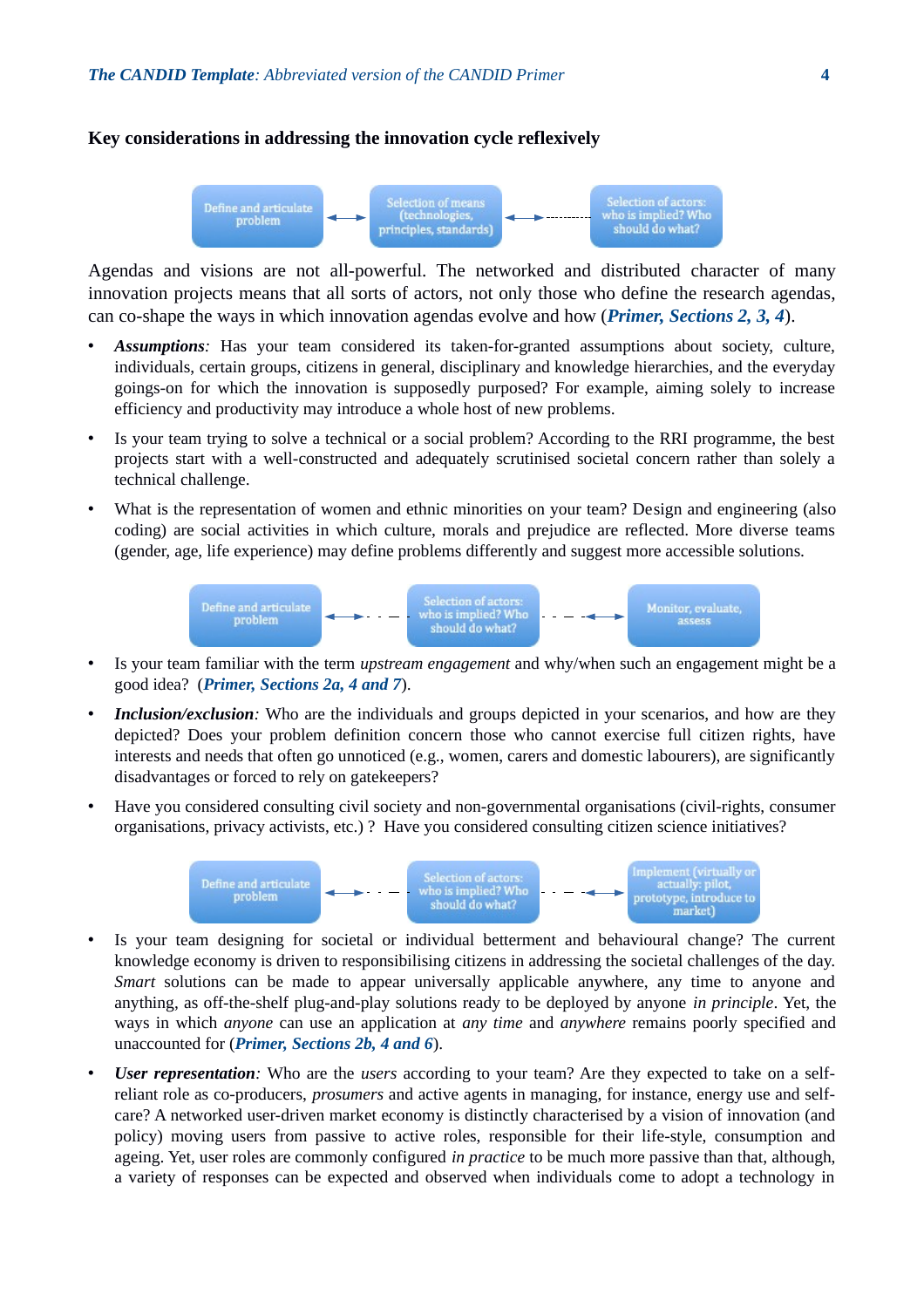**Key considerations in addressing the innovation cycle reflexively**

Define and articulate problem ⟷ Selection of means (technologies, principles, standards) ⟷ Selection of actors: who is implied? Who should do what?

Agendas and visions are not all-powerful. The networked and distributed character of many innovation projects means that all sorts of actors, not only those who define the research agendas, can co-shape the ways in which innovation agendas evolve and how (***Primer, Sections 2, 3, 4***).

- ***Assumptions****:* Has your team considered its taken-for-granted assumptions about society, culture, individuals, certain groups, citizens in general, disciplinary and knowledge hierarchies, and the everyday goings-on for which the innovation is supposedly purposed? For example, aiming solely to increase efficiency and productivity may introduce a whole host of new problems.
- Is your team trying to solve a technical or a social problem? According to the RRI programme, the best projects start with a well-constructed and adequately scrutinised societal concern rather than solely a technical challenge.
- What is the representation of women and ethnic minorities on your team? Design and engineering (also coding) are social activities in which culture, morals and prejudice are reflected. More diverse teams (gender, age, life experience) may define problems differently and suggest more accessible solutions.

Define and articulate problem ⟷ Selection of actors: who is implied? Who should do what? ⟷ Monitor, evaluate, assess

- Is your team familiar with the term *upstream engagement* and why/when such an engagement might be a good idea? (***Primer, Sections 2a, 4 and 7***).
- ***Inclusion/exclusion****:* Who are the individuals and groups depicted in your scenarios, and how are they depicted? Does your problem definition concern those who cannot exercise full citizen rights, have interests and needs that often go unnoticed (e.g., women, carers and domestic labourers), are significantly disadvantages or forced to rely on gatekeepers?
- Have you considered consulting civil society and non-governmental organisations (civil-rights, consumer organisations, privacy activists, etc.) ? Have you considered consulting citizen science initiatives?

Define and articulate problem ⟷ Selection of actors: who is implied? Who should do what? ⟷ Implement (virtually or actually: pilot, prototype, introduce to market)

- Is your team designing for societal or individual betterment and behavioural change? The current knowledge economy is driven to responsibilising citizens in addressing the societal challenges of the day. *Smart* solutions can be made to appear universally applicable anywhere, any time to anyone and anything, as off-the-shelf plug-and-play solutions ready to be deployed by anyone *in principle*. Yet, the ways in which *anyone* can use an application at *any time* and *anywhere* remains poorly specified and unaccounted for (***Primer, Sections 2b, 4 and 6***).
- ***User representation****:* Who are the *users* according to your team? Are they expected to take on a self-reliant role as co-producers, *prosumers* and active agents in managing, for instance, energy use and self-care? A networked user-driven market economy is distinctly characterised by a vision of innovation (and policy) moving users from passive to active roles, responsible for their life-style, consumption and ageing. Yet, user roles are commonly configured *in practice* to be much more passive than that, although, a variety of responses can be expected and observed when individuals come to adopt a technology in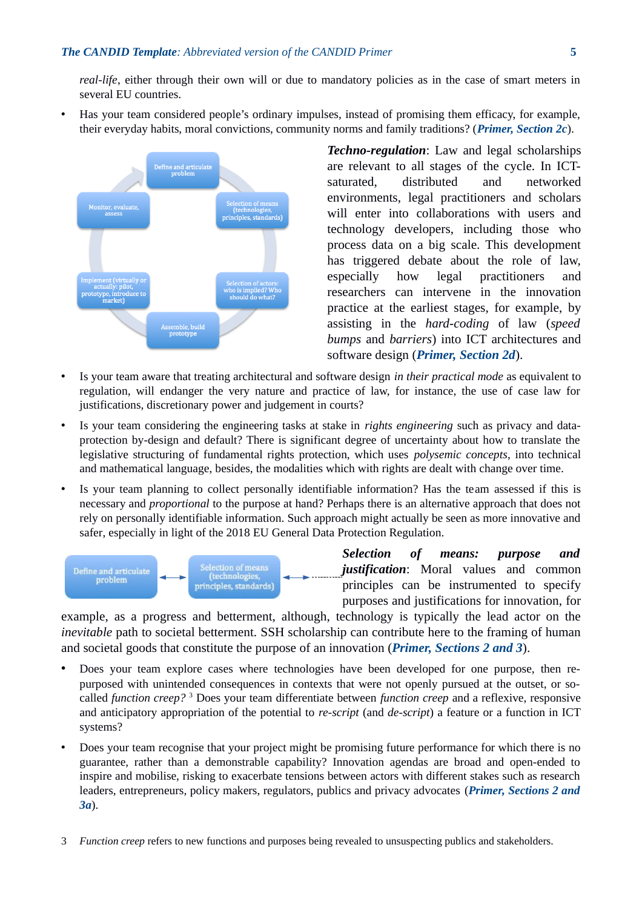*real-life*, either through their own will or due to mandatory policies as in the case of smart meters in several EU countries.

- Has your team considered people's ordinary impulses, instead of promising them efficacy, for example, their everyday habits, moral convictions, community norms and family traditions? (***Primer, Section 2c***).

***Techno-regulation***: Law and legal scholarships are relevant to all stages of the cycle. In ICT-saturated, distributed and networked environments, legal practitioners and scholars will enter into collaborations with users and technology developers, including those who process data on a big scale. This development has triggered debate about the role of law, especially how legal practitioners and researchers can intervene in the innovation practice at the earliest stages, for example, by assisting in the *hard-coding* of law (*speed bumps* and *barriers*) into ICT architectures and software design (***Primer, Section 2d***).

- Is your team aware that treating architectural and software design *in their practical mode* as equivalent to regulation, will endanger the very nature and practice of law, for instance, the use of case law for justifications, discretionary power and judgement in courts?

- Is your team considering the engineering tasks at stake in *rights engineering* such as privacy and data-protection by-design and default? There is significant degree of uncertainty about how to translate the legislative structuring of fundamental rights protection, which uses *polysemic concepts*, into technical and mathematical language, besides, the modalities which with rights are dealt with change over time.

- Is your team planning to collect personally identifiable information? Has the team assessed if this is necessary and *proportional* to the purpose at hand? Perhaps there is an alternative approach that does not rely on personally identifiable information. Such approach might actually be seen as more innovative and safer, especially in light of the 2018 EU General Data Protection Regulation.

***Selection of means: purpose and justification***: Moral values and common principles can be instrumented to specify purposes and justifications for innovation, for example, as a progress and betterment, although, technology is typically the lead actor on the *inevitable* path to societal betterment. SSH scholarship can contribute here to the framing of human and societal goods that constitute the purpose of an innovation (***Primer, Sections 2 and 3***).

- Does your team explore cases where technologies have been developed for one purpose, then re-purposed with unintended consequences in contexts that were not openly pursued at the outset, or so-called *function creep?* [3] Does your team differentiate between *function creep* and a reflexive, responsive and anticipatory appropriation of the potential to *re-script* (and *de-script*) a feature or a function in ICT systems?

- Does your team recognise that your project might be promising future performance for which there is no guarantee, rather than a demonstrable capability? Innovation agendas are broad and open-ended to inspire and mobilise, risking to exacerbate tensions between actors with different stakes such as research leaders, entrepreneurs, policy makers, regulators, publics and privacy advocates (***Primer, Sections 2 and 3a***).

3 *Function creep* refers to new functions and purposes being revealed to unsuspecting publics and stakeholders.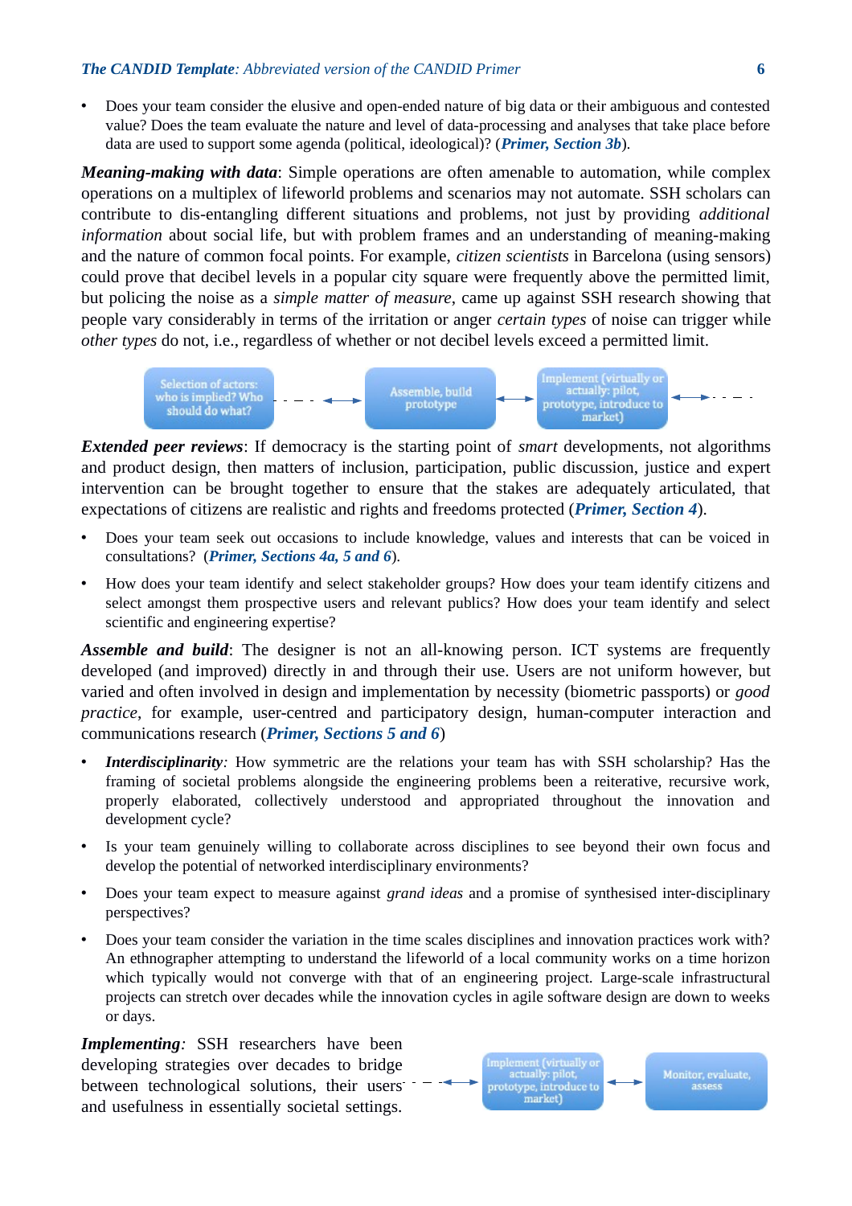- Does your team consider the elusive and open-ended nature of big data or their ambiguous and contested value? Does the team evaluate the nature and level of data-processing and analyses that take place before data are used to support some agenda (political, ideological)? (***Primer, Section 3b***).

***Meaning-making with data***: Simple operations are often amenable to automation, while complex operations on a multiplex of lifeworld problems and scenarios may not automate. SSH scholars can contribute to dis-entangling different situations and problems, not just by providing *additional information* about social life, but with problem frames and an understanding of meaning-making and the nature of common focal points. For example, *citizen scientists* in Barcelona (using sensors) could prove that decibel levels in a popular city square were frequently above the permitted limit, but policing the noise as a *simple matter of measure*, came up against SSH research showing that people vary considerably in terms of the irritation or anger *certain types* of noise can trigger while *other types* do not, i.e., regardless of whether or not decibel levels exceed a permitted limit.

Selection of actors: who is implied? Who should do what? - - - ⟷ Assemble, build prototype ⟷ Implement (virtually or actually: pilot, prototype, introduce to market) ⟷ - - -

***Extended peer reviews***: If democracy is the starting point of *smart* developments, not algorithms and product design, then matters of inclusion, participation, public discussion, justice and expert intervention can be brought together to ensure that the stakes are adequately articulated, that expectations of citizens are realistic and rights and freedoms protected (***Primer, Section 4***).

- Does your team seek out occasions to include knowledge, values and interests that can be voiced in consultations? (***Primer, Sections 4a, 5 and 6***).
- How does your team identify and select stakeholder groups? How does your team identify citizens and select amongst them prospective users and relevant publics? How does your team identify and select scientific and engineering expertise?

***Assemble and build***: The designer is not an all-knowing person. ICT systems are frequently developed (and improved) directly in and through their use. Users are not uniform however, but varied and often involved in design and implementation by necessity (biometric passports) or *good practice*, for example, user-centred and participatory design, human-computer interaction and communications research (***Primer, Sections 5 and 6***)

- ***Interdisciplinarity***: How symmetric are the relations your team has with SSH scholarship? Has the framing of societal problems alongside the engineering problems been a reiterative, recursive work, properly elaborated, collectively understood and appropriated throughout the innovation and development cycle?
- Is your team genuinely willing to collaborate across disciplines to see beyond their own focus and develop the potential of networked interdisciplinary environments?
- Does your team expect to measure against *grand ideas* and a promise of synthesised inter-disciplinary perspectives?
- Does your team consider the variation in the time scales disciplines and innovation practices work with? An ethnographer attempting to understand the lifeworld of a local community works on a time horizon which typically would not converge with that of an engineering project. Large-scale infrastructural projects can stretch over decades while the innovation cycles in agile software design are down to weeks or days.

***Implementing***: SSH researchers have been developing strategies over decades to bridge between technological solutions, their users and usefulness in essentially societal settings.

- - - ⟷ Implement (virtually or actually: pilot, prototype, introduce to market) ⟷ Monitor, evaluate, assess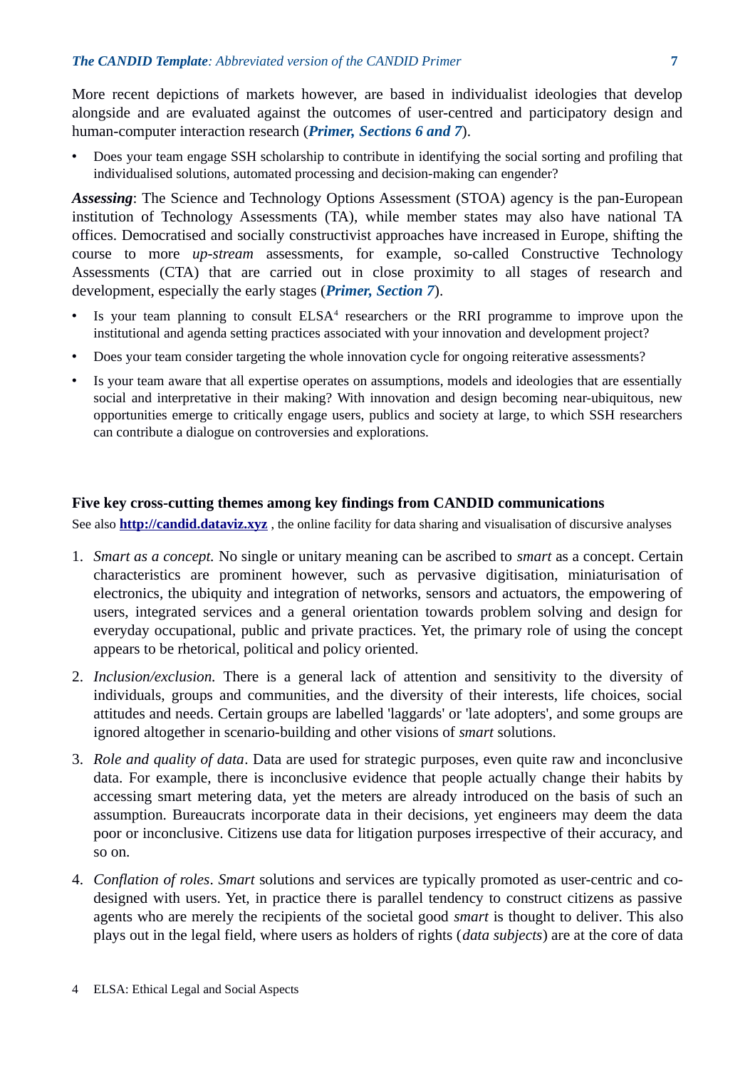More recent depictions of markets however, are based in individualist ideologies that develop alongside and are evaluated against the outcomes of user-centred and participatory design and human-computer interaction research (***Primer, Sections 6 and 7***).

- Does your team engage SSH scholarship to contribute in identifying the social sorting and profiling that individualised solutions, automated processing and decision-making can engender?

***Assessing***: The Science and Technology Options Assessment (STOA) agency is the pan-European institution of Technology Assessments (TA), while member states may also have national TA offices. Democratised and socially constructivist approaches have increased in Europe, shifting the course to more *up-stream* assessments, for example, so-called Constructive Technology Assessments (CTA) that are carried out in close proximity to all stages of research and development, especially the early stages (***Primer, Section 7***).

- Is your team planning to consult ELSA[4] researchers or the RRI programme to improve upon the institutional and agenda setting practices associated with your innovation and development project?
- Does your team consider targeting the whole innovation cycle for ongoing reiterative assessments?
- Is your team aware that all expertise operates on assumptions, models and ideologies that are essentially social and interpretative in their making? With innovation and design becoming near-ubiquitous, new opportunities emerge to critically engage users, publics and society at large, to which SSH researchers can contribute a dialogue on controversies and explorations.

**Five key cross-cutting themes among key findings from CANDID communications**

See also **http://candid.dataviz.xyz** , the online facility for data sharing and visualisation of discursive analyses

1. *Smart as a concept.* No single or unitary meaning can be ascribed to *smart* as a concept. Certain characteristics are prominent however, such as pervasive digitisation, miniaturisation of electronics, the ubiquity and integration of networks, sensors and actuators, the empowering of users, integrated services and a general orientation towards problem solving and design for everyday occupational, public and private practices. Yet, the primary role of using the concept appears to be rhetorical, political and policy oriented.
2. *Inclusion/exclusion.* There is a general lack of attention and sensitivity to the diversity of individuals, groups and communities, and the diversity of their interests, life choices, social attitudes and needs. Certain groups are labelled 'laggards' or 'late adopters', and some groups are ignored altogether in scenario-building and other visions of *smart* solutions.
3. *Role and quality of data*. Data are used for strategic purposes, even quite raw and inconclusive data. For example, there is inconclusive evidence that people actually change their habits by accessing smart metering data, yet the meters are already introduced on the basis of such an assumption. Bureaucrats incorporate data in their decisions, yet engineers may deem the data poor or inconclusive. Citizens use data for litigation purposes irrespective of their accuracy, and so on.
4. *Conflation of roles*. *Smart* solutions and services are typically promoted as user-centric and co-designed with users. Yet, in practice there is parallel tendency to construct citizens as passive agents who are merely the recipients of the societal good *smart* is thought to deliver. This also plays out in the legal field, where users as holders of rights (*data subjects*) are at the core of data

[4] ELSA: Ethical Legal and Social Aspects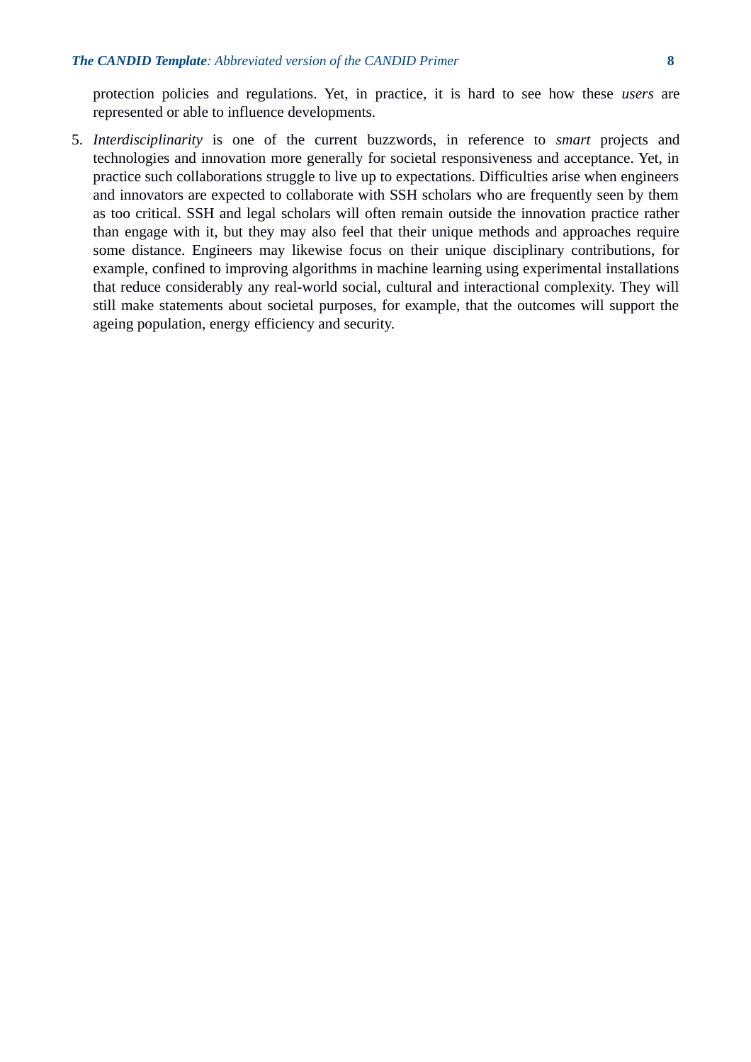protection policies and regulations. Yet, in practice, it is hard to see how these *users* are represented or able to influence developments.

5. *Interdisciplinarity* is one of the current buzzwords, in reference to *smart* projects and technologies and innovation more generally for societal responsiveness and acceptance. Yet, in practice such collaborations struggle to live up to expectations. Difficulties arise when engineers and innovators are expected to collaborate with SSH scholars who are frequently seen by them as too critical. SSH and legal scholars will often remain outside the innovation practice rather than engage with it, but they may also feel that their unique methods and approaches require some distance. Engineers may likewise focus on their unique disciplinary contributions, for example, confined to improving algorithms in machine learning using experimental installations that reduce considerably any real-world social, cultural and interactional complexity. They will still make statements about societal purposes, for example, that the outcomes will support the ageing population, energy efficiency and security.